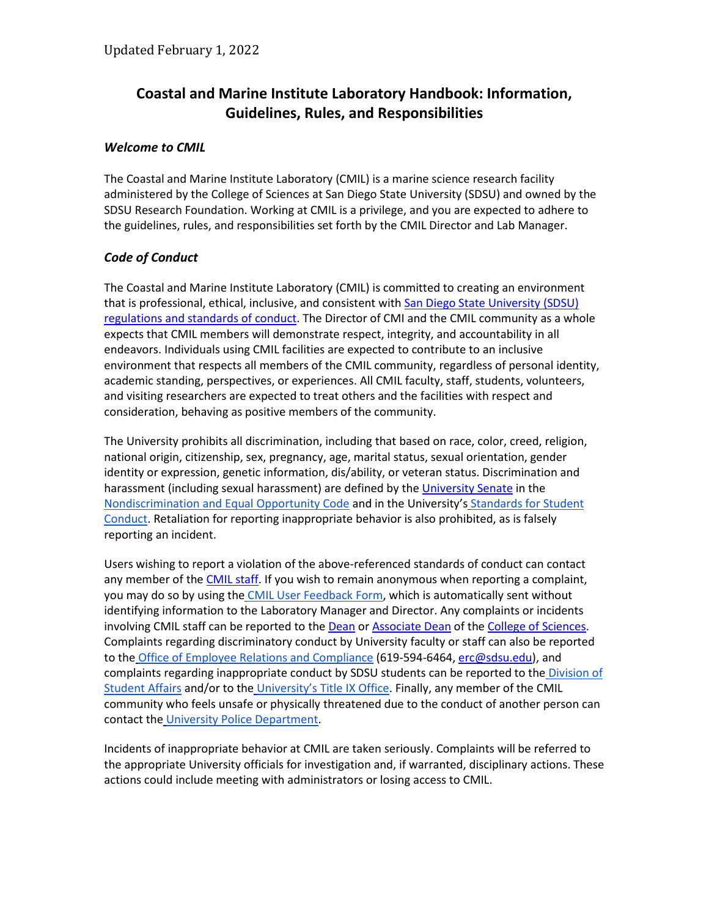Updated February 1, 2022

# Coastal and Marine Institute Laboratory Handbook: Information, Guidelines, Rules, and Responsibilities

### *Welcome to CMIL*

The Coastal and Marine Institute Laboratory (CMIL) is a marine science research facility administered by the College of Sciences at San Diego State University (SDSU) and owned by the SDSU Research Foundation. Working at CMIL is a privilege, and you are expected to adhere to the guidelines, rules, and responsibilities set forth by the CMIL Director and Lab Manager.

### *Code of Conduct*

The Coastal and Marine Institute Laboratory (CMIL) is committed to creating an environment that is professional, ethical, inclusive, and consistent with San Diego State University (SDSU) regulations and standards of conduct. The Director of CMI and the CMIL community as a whole expects that CMIL members will demonstrate respect, integrity, and accountability in all endeavors. Individuals using CMIL facilities are expected to contribute to an inclusive environment that respects all members of the CMIL community, regardless of personal identity, academic standing, perspectives, or experiences. All CMIL faculty, staff, students, volunteers, and visiting researchers are expected to treat others and the facilities with respect and consideration, behaving as positive members of the community.

The University prohibits all discrimination, including that based on race, color, creed, religion, national origin, citizenship, sex, pregnancy, age, marital status, sexual orientation, gender identity or expression, genetic information, dis/ability, or veteran status. Discrimination and harassment (including sexual harassment) are defined by the University Senate in the Nondiscrimination and Equal Opportunity Code and in the University's Standards for Student Conduct. Retaliation for reporting inappropriate behavior is also prohibited, as is falsely reporting an incident.

Users wishing to report a violation of the above-referenced standards of conduct can contact any member of the CMIL staff. If you wish to remain anonymous when reporting a complaint, you may do so by using the CMIL User Feedback Form, which is automatically sent without identifying information to the Laboratory Manager and Director. Any complaints or incidents involving CMIL staff can be reported to the Dean or Associate Dean of the College of Sciences. Complaints regarding discriminatory conduct by University faculty or staff can also be reported to the Office of Employee Relations and Compliance (619-594-6464, erc@sdsu.edu), and complaints regarding inappropriate conduct by SDSU students can be reported to the Division of Student Affairs and/or to the University's Title IX Office. Finally, any member of the CMIL community who feels unsafe or physically threatened due to the conduct of another person can contact the University Police Department.

Incidents of inappropriate behavior at CMIL are taken seriously. Complaints will be referred to the appropriate University officials for investigation and, if warranted, disciplinary actions. These actions could include meeting with administrators or losing access to CMIL.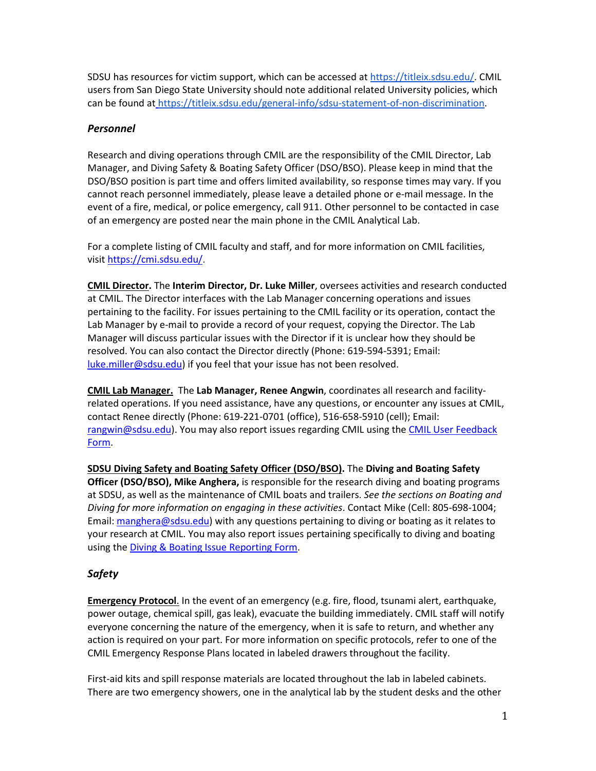SDSU has resources for victim support, which can be accessed at [https://titleix.sdsu.edu/](https://titleix.sdsu.edu/). CMIL users from San Diego State University should note additional related University policies, which can be found at [https://titleix.sdsu.edu/general-info/sdsu-statement-of-non-discrimination](https://titleix.sdsu.edu/general-info/sdsu-statement-of-non-discrimination).

### *Personnel*

Research and diving operations through CMIL are the responsibility of the CMIL Director, Lab Manager, and Diving Safety & Boating Safety Officer (DSO/BSO). Please keep in mind that the DSO/BSO position is part time and offers limited availability, so response times may vary. If you cannot reach personnel immediately, please leave a detailed phone or e-mail message. In the event of a fire, medical, or police emergency, call 911. Other personnel to be contacted in case of an emergency are posted near the main phone in the CMIL Analytical Lab.

For a complete listing of CMIL faculty and staff, and for more information on CMIL facilities, visit [https://cmi.sdsu.edu/](https://cmi.sdsu.edu/).

**CMIL Director.** The **Interim Director, Dr. Luke Miller**, oversees activities and research conducted at CMIL. The Director interfaces with the Lab Manager concerning operations and issues pertaining to the facility. For issues pertaining to the CMIL facility or its operation, contact the Lab Manager by e-mail to provide a record of your request, copying the Director. The Lab Manager will discuss particular issues with the Director if it is unclear how they should be resolved. You can also contact the Director directly (Phone: 619-594-5391; Email: [luke.miller@sdsu.edu](mailto:luke.miller@sdsu.edu)) if you feel that your issue has not been resolved.

**CMIL Lab Manager.** The **Lab Manager, Renee Angwin**, coordinates all research and facility-related operations. If you need assistance, have any questions, or encounter any issues at CMIL, contact Renee directly (Phone: 619-221-0701 (office), 516-658-5910 (cell); Email: [rangwin@sdsu.edu](mailto:rangwin@sdsu.edu)). You may also report issues regarding CMIL using the CMIL User Feedback Form.

**SDSU Diving Safety and Boating Safety Officer (DSO/BSO).** The **Diving and Boating Safety Officer (DSO/BSO), Mike Anghera,** is responsible for the research diving and boating programs at SDSU, as well as the maintenance of CMIL boats and trailers. *See the sections on Boating and Diving for more information on engaging in these activities*. Contact Mike (Cell: 805-698-1004; Email: [manghera@sdsu.edu](mailto:manghera@sdsu.edu)) with any questions pertaining to diving or boating as it relates to your research at CMIL. You may also report issues pertaining specifically to diving and boating using the Diving & Boating Issue Reporting Form.

### *Safety*

**Emergency Protocol**. In the event of an emergency (e.g. fire, flood, tsunami alert, earthquake, power outage, chemical spill, gas leak), evacuate the building immediately. CMIL staff will notify everyone concerning the nature of the emergency, when it is safe to return, and whether any action is required on your part. For more information on specific protocols, refer to one of the CMIL Emergency Response Plans located in labeled drawers throughout the facility.

First-aid kits and spill response materials are located throughout the lab in labeled cabinets. There are two emergency showers, one in the analytical lab by the student desks and the other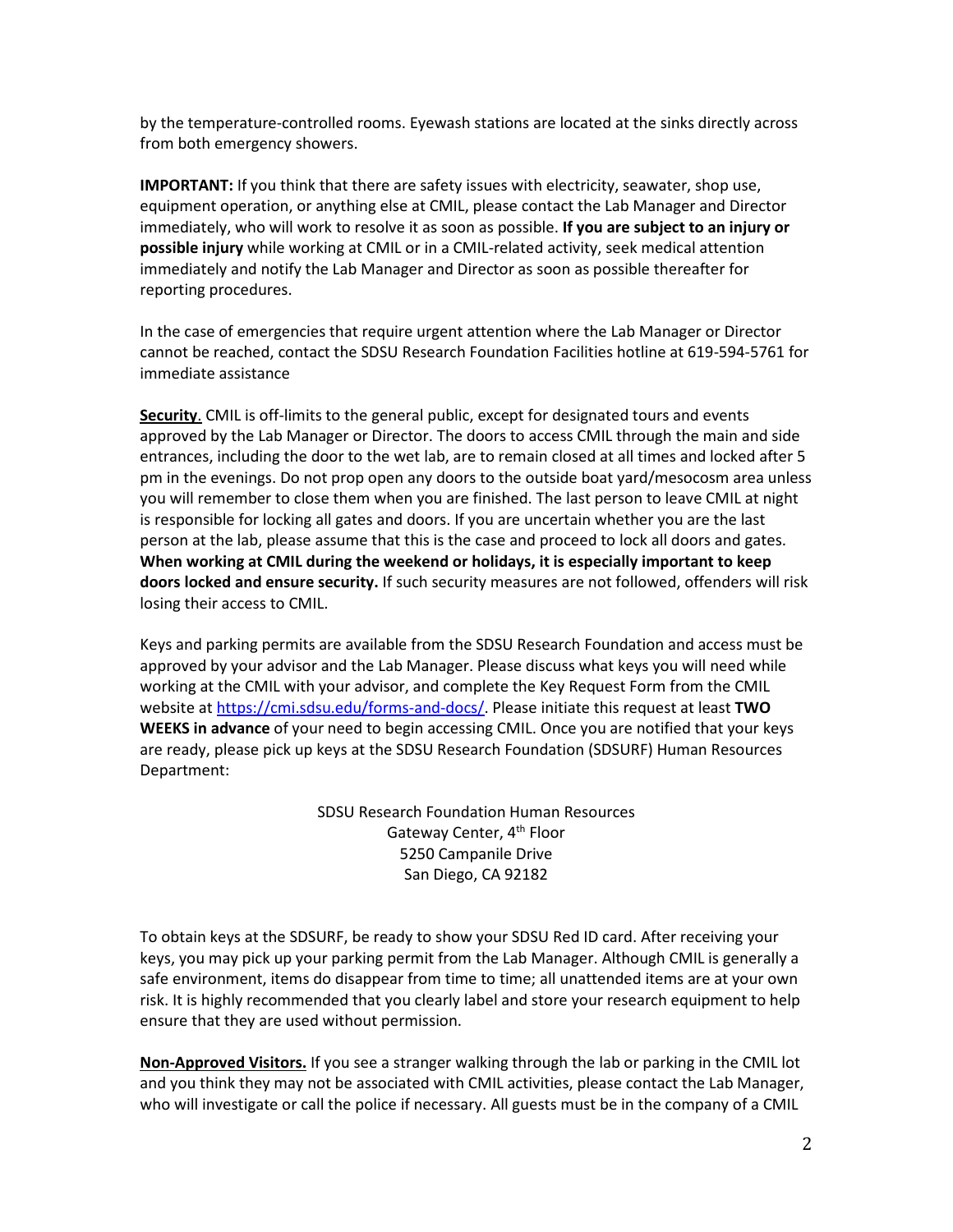by the temperature-controlled rooms. Eyewash stations are located at the sinks directly across from both emergency showers.

**IMPORTANT:** If you think that there are safety issues with electricity, seawater, shop use, equipment operation, or anything else at CMIL, please contact the Lab Manager and Director immediately, who will work to resolve it as soon as possible. **If you are subject to an injury or possible injury** while working at CMIL or in a CMIL-related activity, seek medical attention immediately and notify the Lab Manager and Director as soon as possible thereafter for reporting procedures.

In the case of emergencies that require urgent attention where the Lab Manager or Director cannot be reached, contact the SDSU Research Foundation Facilities hotline at 619-594-5761 for immediate assistance

**Security**. CMIL is off-limits to the general public, except for designated tours and events approved by the Lab Manager or Director. The doors to access CMIL through the main and side entrances, including the door to the wet lab, are to remain closed at all times and locked after 5 pm in the evenings. Do not prop open any doors to the outside boat yard/mesocosm area unless you will remember to close them when you are finished. The last person to leave CMIL at night is responsible for locking all gates and doors. If you are uncertain whether you are the last person at the lab, please assume that this is the case and proceed to lock all doors and gates. **When working at CMIL during the weekend or holidays, it is especially important to keep doors locked and ensure security.** If such security measures are not followed, offenders will risk losing their access to CMIL.

Keys and parking permits are available from the SDSU Research Foundation and access must be approved by your advisor and the Lab Manager. Please discuss what keys you will need while working at the CMIL with your advisor, and complete the Key Request Form from the CMIL website at https://cmi.sdsu.edu/forms-and-docs/. Please initiate this request at least **TWO WEEKS in advance** of your need to begin accessing CMIL. Once you are notified that your keys are ready, please pick up keys at the SDSU Research Foundation (SDSURF) Human Resources Department:

SDSU Research Foundation Human Resources
Gateway Center, 4th Floor
5250 Campanile Drive
San Diego, CA 92182

To obtain keys at the SDSURF, be ready to show your SDSU Red ID card. After receiving your keys, you may pick up your parking permit from the Lab Manager. Although CMIL is generally a safe environment, items do disappear from time to time; all unattended items are at your own risk. It is highly recommended that you clearly label and store your research equipment to help ensure that they are used without permission.

**Non-Approved Visitors.** If you see a stranger walking through the lab or parking in the CMIL lot and you think they may not be associated with CMIL activities, please contact the Lab Manager, who will investigate or call the police if necessary. All guests must be in the company of a CMIL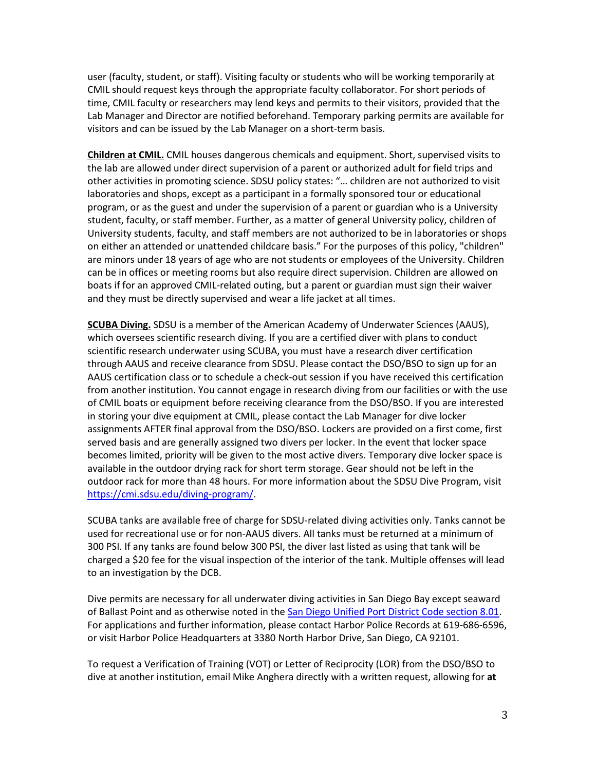user (faculty, student, or staff). Visiting faculty or students who will be working temporarily at CMIL should request keys through the appropriate faculty collaborator. For short periods of time, CMIL faculty or researchers may lend keys and permits to their visitors, provided that the Lab Manager and Director are notified beforehand. Temporary parking permits are available for visitors and can be issued by the Lab Manager on a short-term basis.

**Children at CMIL.** CMIL houses dangerous chemicals and equipment. Short, supervised visits to the lab are allowed under direct supervision of a parent or authorized adult for field trips and other activities in promoting science. SDSU policy states: "… children are not authorized to visit laboratories and shops, except as a participant in a formally sponsored tour or educational program, or as the guest and under the supervision of a parent or guardian who is a University student, faculty, or staff member. Further, as a matter of general University policy, children of University students, faculty, and staff members are not authorized to be in laboratories or shops on either an attended or unattended childcare basis." For the purposes of this policy, "children" are minors under 18 years of age who are not students or employees of the University. Children can be in offices or meeting rooms but also require direct supervision. Children are allowed on boats if for an approved CMIL-related outing, but a parent or guardian must sign their waiver and they must be directly supervised and wear a life jacket at all times.

**SCUBA Diving.** SDSU is a member of the American Academy of Underwater Sciences (AAUS), which oversees scientific research diving. If you are a certified diver with plans to conduct scientific research underwater using SCUBA, you must have a research diver certification through AAUS and receive clearance from SDSU. Please contact the DSO/BSO to sign up for an AAUS certification class or to schedule a check-out session if you have received this certification from another institution. You cannot engage in research diving from our facilities or with the use of CMIL boats or equipment before receiving clearance from the DSO/BSO. If you are interested in storing your dive equipment at CMIL, please contact the Lab Manager for dive locker assignments AFTER final approval from the DSO/BSO. Lockers are provided on a first come, first served basis and are generally assigned two divers per locker. In the event that locker space becomes limited, priority will be given to the most active divers. Temporary dive locker space is available in the outdoor drying rack for short term storage. Gear should not be left in the outdoor rack for more than 48 hours. For more information about the SDSU Dive Program, visit [https://cmi.sdsu.edu/diving-program/](https://cmi.sdsu.edu/diving-program/).

SCUBA tanks are available free of charge for SDSU-related diving activities only. Tanks cannot be used for recreational use or for non-AAUS divers. All tanks must be returned at a minimum of 300 PSI. If any tanks are found below 300 PSI, the diver last listed as using that tank will be charged a $20 fee for the visual inspection of the interior of the tank. Multiple offenses will lead to an investigation by the DCB.

Dive permits are necessary for all underwater diving activities in San Diego Bay except seaward of Ballast Point and as otherwise noted in the San Diego Unified Port District Code section 8.01. For applications and further information, please contact Harbor Police Records at 619-686-6596, or visit Harbor Police Headquarters at 3380 North Harbor Drive, San Diego, CA 92101.

To request a Verification of Training (VOT) or Letter of Reciprocity (LOR) from the DSO/BSO to dive at another institution, email Mike Anghera directly with a written request, allowing for **at**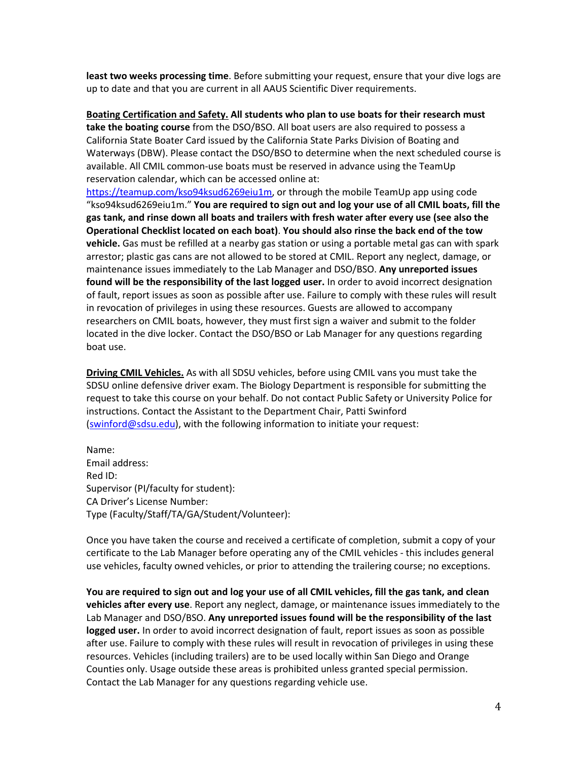**least two weeks processing time**. Before submitting your request, ensure that your dive logs are up to date and that you are current in all AAUS Scientific Diver requirements.

**Boating Certification and Safety.** **All students who plan to use boats for their research must take the boating course** from the DSO/BSO. All boat users are also required to possess a California State Boater Card issued by the California State Parks Division of Boating and Waterways (DBW). Please contact the DSO/BSO to determine when the next scheduled course is available. All CMIL common-use boats must be reserved in advance using the TeamUp reservation calendar, which can be accessed online at: https://teamup.com/kso94ksud6269eiu1m, or through the mobile TeamUp app using code "kso94ksud6269eiu1m." **You are required to sign out and log your use of all CMIL boats, fill the gas tank, and rinse down all boats and trailers with fresh water after every use (see also the Operational Checklist located on each boat)**. **You should also rinse the back end of the tow vehicle.** Gas must be refilled at a nearby gas station or using a portable metal gas can with spark arrestor; plastic gas cans are not allowed to be stored at CMIL. Report any neglect, damage, or maintenance issues immediately to the Lab Manager and DSO/BSO. **Any unreported issues found will be the responsibility of the last logged user.** In order to avoid incorrect designation of fault, report issues as soon as possible after use. Failure to comply with these rules will result in revocation of privileges in using these resources. Guests are allowed to accompany researchers on CMIL boats, however, they must first sign a waiver and submit to the folder located in the dive locker. Contact the DSO/BSO or Lab Manager for any questions regarding boat use.

**Driving CMIL Vehicles.** As with all SDSU vehicles, before using CMIL vans you must take the SDSU online defensive driver exam. The Biology Department is responsible for submitting the request to take this course on your behalf. Do not contact Public Safety or University Police for instructions. Contact the Assistant to the Department Chair, Patti Swinford (swinford@sdsu.edu), with the following information to initiate your request:

Name:
Email address:
Red ID:
Supervisor (PI/faculty for student):
CA Driver's License Number:
Type (Faculty/Staff/TA/GA/Student/Volunteer):

Once you have taken the course and received a certificate of completion, submit a copy of your certificate to the Lab Manager before operating any of the CMIL vehicles - this includes general use vehicles, faculty owned vehicles, or prior to attending the trailering course; no exceptions.

**You are required to sign out and log your use of all CMIL vehicles, fill the gas tank, and clean vehicles after every use**. Report any neglect, damage, or maintenance issues immediately to the Lab Manager and DSO/BSO. **Any unreported issues found will be the responsibility of the last logged user.** In order to avoid incorrect designation of fault, report issues as soon as possible after use. Failure to comply with these rules will result in revocation of privileges in using these resources. Vehicles (including trailers) are to be used locally within San Diego and Orange Counties only. Usage outside these areas is prohibited unless granted special permission. Contact the Lab Manager for any questions regarding vehicle use.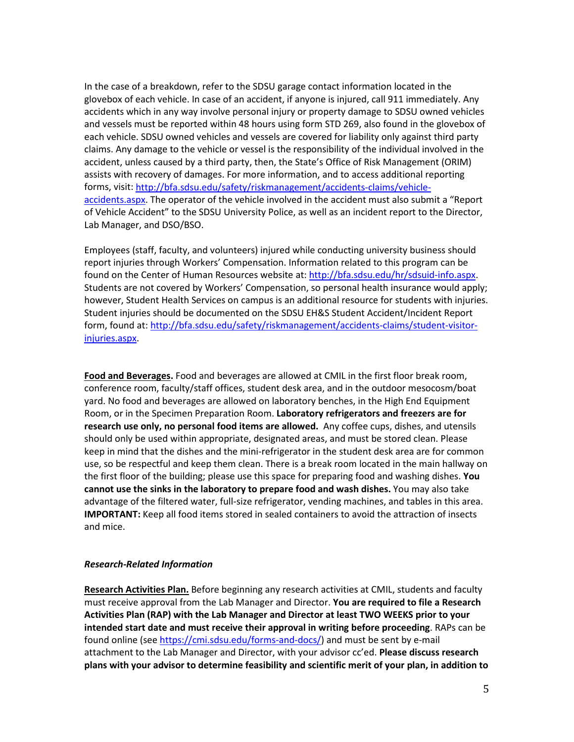In the case of a breakdown, refer to the SDSU garage contact information located in the glovebox of each vehicle. In case of an accident, if anyone is injured, call 911 immediately. Any accidents which in any way involve personal injury or property damage to SDSU owned vehicles and vessels must be reported within 48 hours using form STD 269, also found in the glovebox of each vehicle. SDSU owned vehicles and vessels are covered for liability only against third party claims. Any damage to the vehicle or vessel is the responsibility of the individual involved in the accident, unless caused by a third party, then, the State's Office of Risk Management (ORIM) assists with recovery of damages. For more information, and to access additional reporting forms, visit: [http://bfa.sdsu.edu/safety/riskmanagement/accidents-claims/vehicle-accidents.aspx](http://bfa.sdsu.edu/safety/riskmanagement/accidents-claims/vehicle-accidents.aspx). The operator of the vehicle involved in the accident must also submit a "Report of Vehicle Accident" to the SDSU University Police, as well as an incident report to the Director, Lab Manager, and DSO/BSO.

Employees (staff, faculty, and volunteers) injured while conducting university business should report injuries through Workers' Compensation. Information related to this program can be found on the Center of Human Resources website at: [http://bfa.sdsu.edu/hr/sdsuid-info.aspx](http://bfa.sdsu.edu/hr/sdsuid-info.aspx). Students are not covered by Workers' Compensation, so personal health insurance would apply; however, Student Health Services on campus is an additional resource for students with injuries. Student injuries should be documented on the SDSU EH&S Student Accident/Incident Report form, found at: [http://bfa.sdsu.edu/safety/riskmanagement/accidents-claims/student-visitor-injuries.aspx](http://bfa.sdsu.edu/safety/riskmanagement/accidents-claims/student-visitor-injuries.aspx).

**Food and Beverages.** Food and beverages are allowed at CMIL in the first floor break room, conference room, faculty/staff offices, student desk area, and in the outdoor mesocosm/boat yard. No food and beverages are allowed on laboratory benches, in the High End Equipment Room, or in the Specimen Preparation Room. **Laboratory refrigerators and freezers are for research use only, no personal food items are allowed.** Any coffee cups, dishes, and utensils should only be used within appropriate, designated areas, and must be stored clean. Please keep in mind that the dishes and the mini-refrigerator in the student desk area are for common use, so be respectful and keep them clean. There is a break room located in the main hallway on the first floor of the building; please use this space for preparing food and washing dishes. **You cannot use the sinks in the laboratory to prepare food and wash dishes.** You may also take advantage of the filtered water, full-size refrigerator, vending machines, and tables in this area. **IMPORTANT:** Keep all food items stored in sealed containers to avoid the attraction of insects and mice.

### *Research-Related Information*

**Research Activities Plan.** Before beginning any research activities at CMIL, students and faculty must receive approval from the Lab Manager and Director. **You are required to file a Research Activities Plan (RAP) with the Lab Manager and Director at least TWO WEEKS prior to your intended start date and must receive their approval in writing before proceeding**. RAPs can be found online (see [https://cmi.sdsu.edu/forms-and-docs/](https://cmi.sdsu.edu/forms-and-docs/)) and must be sent by e-mail attachment to the Lab Manager and Director, with your advisor cc'ed. **Please discuss research plans with your advisor to determine feasibility and scientific merit of your plan, in addition to**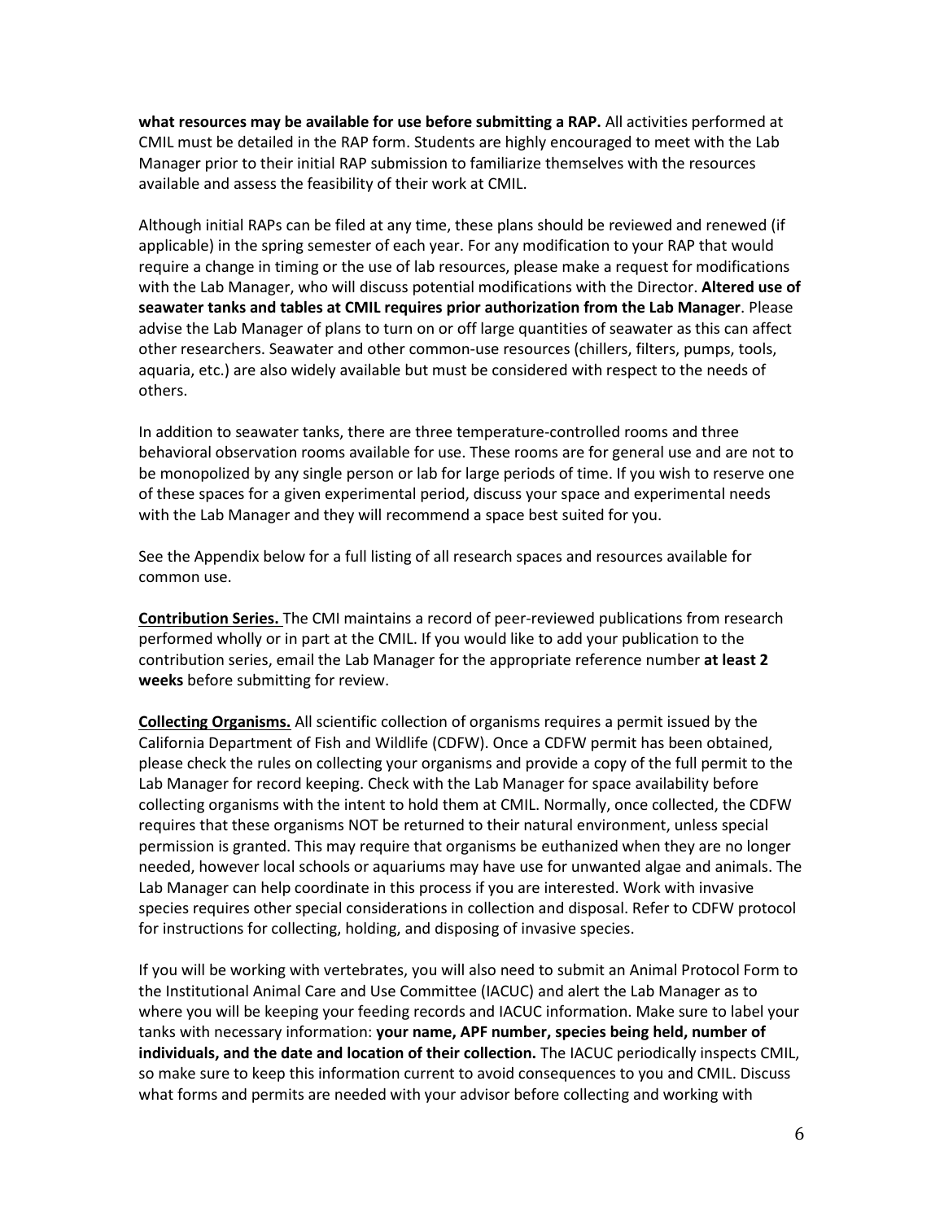**what resources may be available for use before submitting a RAP.** All activities performed at CMIL must be detailed in the RAP form. Students are highly encouraged to meet with the Lab Manager prior to their initial RAP submission to familiarize themselves with the resources available and assess the feasibility of their work at CMIL.

Although initial RAPs can be filed at any time, these plans should be reviewed and renewed (if applicable) in the spring semester of each year. For any modification to your RAP that would require a change in timing or the use of lab resources, please make a request for modifications with the Lab Manager, who will discuss potential modifications with the Director. **Altered use of seawater tanks and tables at CMIL requires prior authorization from the Lab Manager**. Please advise the Lab Manager of plans to turn on or off large quantities of seawater as this can affect other researchers. Seawater and other common-use resources (chillers, filters, pumps, tools, aquaria, etc.) are also widely available but must be considered with respect to the needs of others.

In addition to seawater tanks, there are three temperature-controlled rooms and three behavioral observation rooms available for use. These rooms are for general use and are not to be monopolized by any single person or lab for large periods of time. If you wish to reserve one of these spaces for a given experimental period, discuss your space and experimental needs with the Lab Manager and they will recommend a space best suited for you.

See the Appendix below for a full listing of all research spaces and resources available for common use.

**Contribution Series.** The CMI maintains a record of peer-reviewed publications from research performed wholly or in part at the CMIL. If you would like to add your publication to the contribution series, email the Lab Manager for the appropriate reference number **at least 2 weeks** before submitting for review.

**Collecting Organisms.** All scientific collection of organisms requires a permit issued by the California Department of Fish and Wildlife (CDFW). Once a CDFW permit has been obtained, please check the rules on collecting your organisms and provide a copy of the full permit to the Lab Manager for record keeping. Check with the Lab Manager for space availability before collecting organisms with the intent to hold them at CMIL. Normally, once collected, the CDFW requires that these organisms NOT be returned to their natural environment, unless special permission is granted. This may require that organisms be euthanized when they are no longer needed, however local schools or aquariums may have use for unwanted algae and animals. The Lab Manager can help coordinate in this process if you are interested. Work with invasive species requires other special considerations in collection and disposal. Refer to CDFW protocol for instructions for collecting, holding, and disposing of invasive species.

If you will be working with vertebrates, you will also need to submit an Animal Protocol Form to the Institutional Animal Care and Use Committee (IACUC) and alert the Lab Manager as to where you will be keeping your feeding records and IACUC information. Make sure to label your tanks with necessary information: **your name, APF number, species being held, number of individuals, and the date and location of their collection.** The IACUC periodically inspects CMIL, so make sure to keep this information current to avoid consequences to you and CMIL. Discuss what forms and permits are needed with your advisor before collecting and working with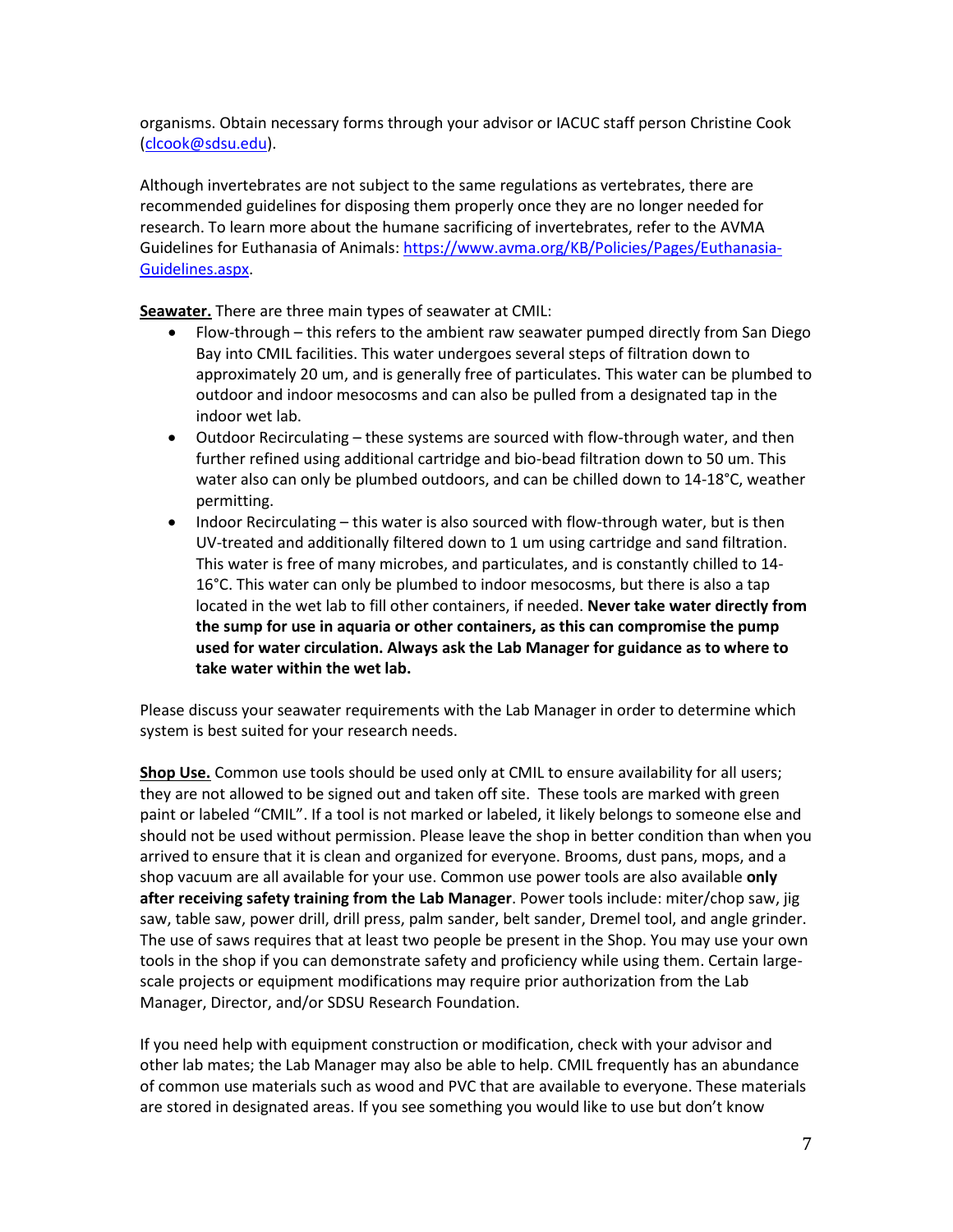organisms. Obtain necessary forms through your advisor or IACUC staff person Christine Cook (clcook@sdsu.edu).

Although invertebrates are not subject to the same regulations as vertebrates, there are recommended guidelines for disposing them properly once they are no longer needed for research. To learn more about the humane sacrificing of invertebrates, refer to the AVMA Guidelines for Euthanasia of Animals: https://www.avma.org/KB/Policies/Pages/Euthanasia-Guidelines.aspx.

**Seawater.** There are three main types of seawater at CMIL:

- Flow-through – this refers to the ambient raw seawater pumped directly from San Diego Bay into CMIL facilities. This water undergoes several steps of filtration down to approximately 20 um, and is generally free of particulates. This water can be plumbed to outdoor and indoor mesocosms and can also be pulled from a designated tap in the indoor wet lab.
- Outdoor Recirculating – these systems are sourced with flow-through water, and then further refined using additional cartridge and bio-bead filtration down to 50 um. This water also can only be plumbed outdoors, and can be chilled down to 14-18°C, weather permitting.
- Indoor Recirculating – this water is also sourced with flow-through water, but is then UV-treated and additionally filtered down to 1 um using cartridge and sand filtration. This water is free of many microbes, and particulates, and is constantly chilled to 14-16°C. This water can only be plumbed to indoor mesocosms, but there is also a tap located in the wet lab to fill other containers, if needed. **Never take water directly from the sump for use in aquaria or other containers, as this can compromise the pump used for water circulation. Always ask the Lab Manager for guidance as to where to take water within the wet lab.**

Please discuss your seawater requirements with the Lab Manager in order to determine which system is best suited for your research needs.

**Shop Use.** Common use tools should be used only at CMIL to ensure availability for all users; they are not allowed to be signed out and taken off site. These tools are marked with green paint or labeled "CMIL". If a tool is not marked or labeled, it likely belongs to someone else and should not be used without permission. Please leave the shop in better condition than when you arrived to ensure that it is clean and organized for everyone. Brooms, dust pans, mops, and a shop vacuum are all available for your use. Common use power tools are also available **only after receiving safety training from the Lab Manager**. Power tools include: miter/chop saw, jig saw, table saw, power drill, drill press, palm sander, belt sander, Dremel tool, and angle grinder. The use of saws requires that at least two people be present in the Shop. You may use your own tools in the shop if you can demonstrate safety and proficiency while using them. Certain large-scale projects or equipment modifications may require prior authorization from the Lab Manager, Director, and/or SDSU Research Foundation.

If you need help with equipment construction or modification, check with your advisor and other lab mates; the Lab Manager may also be able to help. CMIL frequently has an abundance of common use materials such as wood and PVC that are available to everyone. These materials are stored in designated areas. If you see something you would like to use but don't know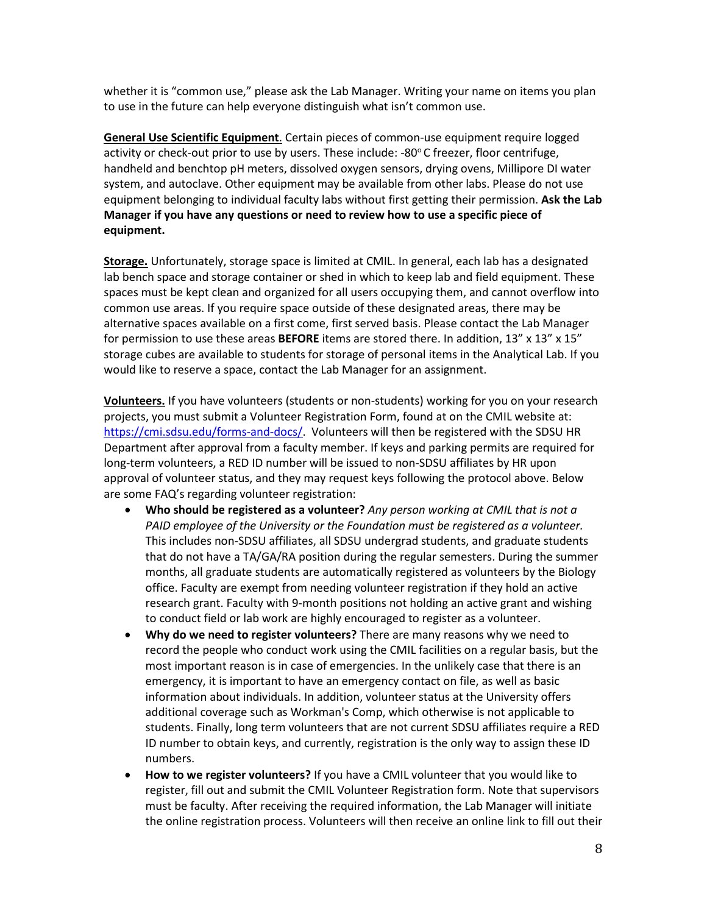whether it is "common use," please ask the Lab Manager. Writing your name on items you plan to use in the future can help everyone distinguish what isn't common use.

**General Use Scientific Equipment**. Certain pieces of common-use equipment require logged activity or check-out prior to use by users. These include: -80° C freezer, floor centrifuge, handheld and benchtop pH meters, dissolved oxygen sensors, drying ovens, Millipore DI water system, and autoclave. Other equipment may be available from other labs. Please do not use equipment belonging to individual faculty labs without first getting their permission. **Ask the Lab Manager if you have any questions or need to review how to use a specific piece of equipment.**

**Storage.** Unfortunately, storage space is limited at CMIL. In general, each lab has a designated lab bench space and storage container or shed in which to keep lab and field equipment. These spaces must be kept clean and organized for all users occupying them, and cannot overflow into common use areas. If you require space outside of these designated areas, there may be alternative spaces available on a first come, first served basis. Please contact the Lab Manager for permission to use these areas **BEFORE** items are stored there. In addition, 13" x 13" x 15" storage cubes are available to students for storage of personal items in the Analytical Lab. If you would like to reserve a space, contact the Lab Manager for an assignment.

**Volunteers.** If you have volunteers (students or non-students) working for you on your research projects, you must submit a Volunteer Registration Form, found at on the CMIL website at: https://cmi.sdsu.edu/forms-and-docs/. Volunteers will then be registered with the SDSU HR Department after approval from a faculty member. If keys and parking permits are required for long-term volunteers, a RED ID number will be issued to non-SDSU affiliates by HR upon approval of volunteer status, and they may request keys following the protocol above. Below are some FAQ's regarding volunteer registration:

- **Who should be registered as a volunteer?** *Any person working at CMIL that is not a PAID employee of the University or the Foundation must be registered as a volunteer.* This includes non-SDSU affiliates, all SDSU undergrad students, and graduate students that do not have a TA/GA/RA position during the regular semesters. During the summer months, all graduate students are automatically registered as volunteers by the Biology office. Faculty are exempt from needing volunteer registration if they hold an active research grant. Faculty with 9-month positions not holding an active grant and wishing to conduct field or lab work are highly encouraged to register as a volunteer.
- **Why do we need to register volunteers?** There are many reasons why we need to record the people who conduct work using the CMIL facilities on a regular basis, but the most important reason is in case of emergencies. In the unlikely case that there is an emergency, it is important to have an emergency contact on file, as well as basic information about individuals. In addition, volunteer status at the University offers additional coverage such as Workman's Comp, which otherwise is not applicable to students. Finally, long term volunteers that are not current SDSU affiliates require a RED ID number to obtain keys, and currently, registration is the only way to assign these ID numbers.
- **How to we register volunteers?** If you have a CMIL volunteer that you would like to register, fill out and submit the CMIL Volunteer Registration form. Note that supervisors must be faculty. After receiving the required information, the Lab Manager will initiate the online registration process. Volunteers will then receive an online link to fill out their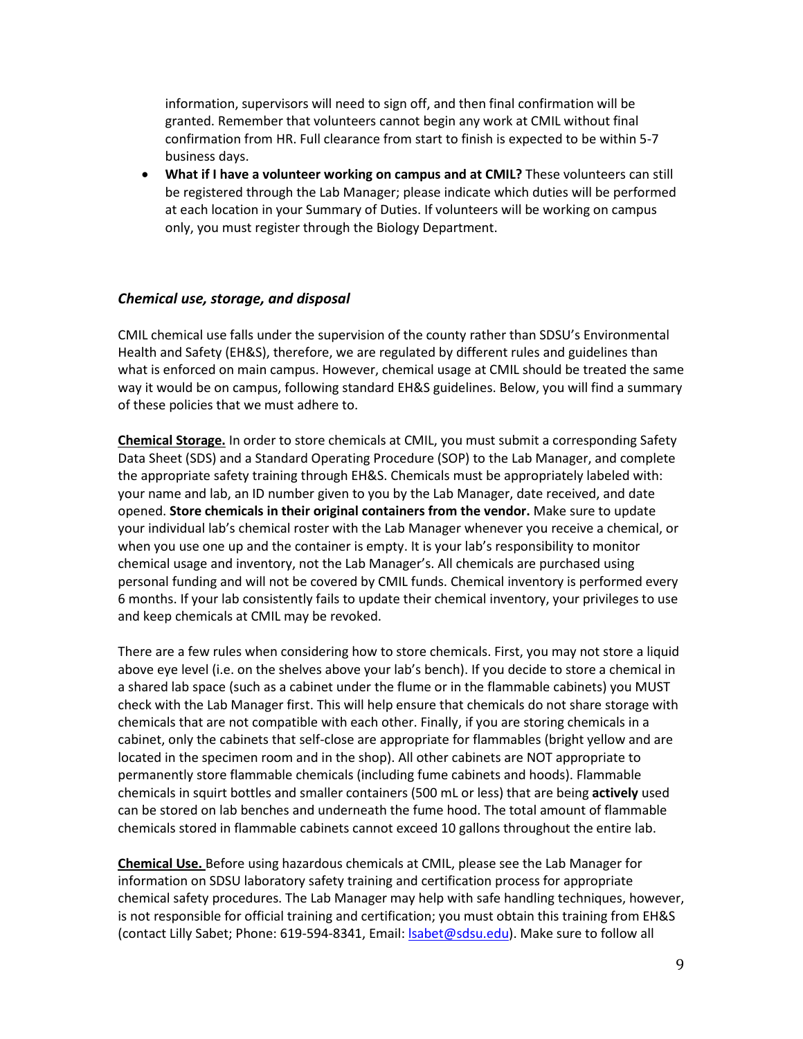information, supervisors will need to sign off, and then final confirmation will be granted. Remember that volunteers cannot begin any work at CMIL without final confirmation from HR. Full clearance from start to finish is expected to be within 5-7 business days.

- **What if I have a volunteer working on campus and at CMIL?** These volunteers can still be registered through the Lab Manager; please indicate which duties will be performed at each location in your Summary of Duties. If volunteers will be working on campus only, you must register through the Biology Department.

### *Chemical use, storage, and disposal*

CMIL chemical use falls under the supervision of the county rather than SDSU's Environmental Health and Safety (EH&S), therefore, we are regulated by different rules and guidelines than what is enforced on main campus. However, chemical usage at CMIL should be treated the same way it would be on campus, following standard EH&S guidelines. Below, you will find a summary of these policies that we must adhere to.

**Chemical Storage.** In order to store chemicals at CMIL, you must submit a corresponding Safety Data Sheet (SDS) and a Standard Operating Procedure (SOP) to the Lab Manager, and complete the appropriate safety training through EH&S. Chemicals must be appropriately labeled with: your name and lab, an ID number given to you by the Lab Manager, date received, and date opened. **Store chemicals in their original containers from the vendor.** Make sure to update your individual lab's chemical roster with the Lab Manager whenever you receive a chemical, or when you use one up and the container is empty. It is your lab's responsibility to monitor chemical usage and inventory, not the Lab Manager's. All chemicals are purchased using personal funding and will not be covered by CMIL funds. Chemical inventory is performed every 6 months. If your lab consistently fails to update their chemical inventory, your privileges to use and keep chemicals at CMIL may be revoked.

There are a few rules when considering how to store chemicals. First, you may not store a liquid above eye level (i.e. on the shelves above your lab's bench). If you decide to store a chemical in a shared lab space (such as a cabinet under the flume or in the flammable cabinets) you MUST check with the Lab Manager first. This will help ensure that chemicals do not share storage with chemicals that are not compatible with each other. Finally, if you are storing chemicals in a cabinet, only the cabinets that self-close are appropriate for flammables (bright yellow and are located in the specimen room and in the shop). All other cabinets are NOT appropriate to permanently store flammable chemicals (including fume cabinets and hoods). Flammable chemicals in squirt bottles and smaller containers (500 mL or less) that are being **actively** used can be stored on lab benches and underneath the fume hood. The total amount of flammable chemicals stored in flammable cabinets cannot exceed 10 gallons throughout the entire lab.

**Chemical Use.** Before using hazardous chemicals at CMIL, please see the Lab Manager for information on SDSU laboratory safety training and certification process for appropriate chemical safety procedures. The Lab Manager may help with safe handling techniques, however, is not responsible for official training and certification; you must obtain this training from EH&S (contact Lilly Sabet; Phone: 619-594-8341, Email: lsabet@sdsu.edu). Make sure to follow all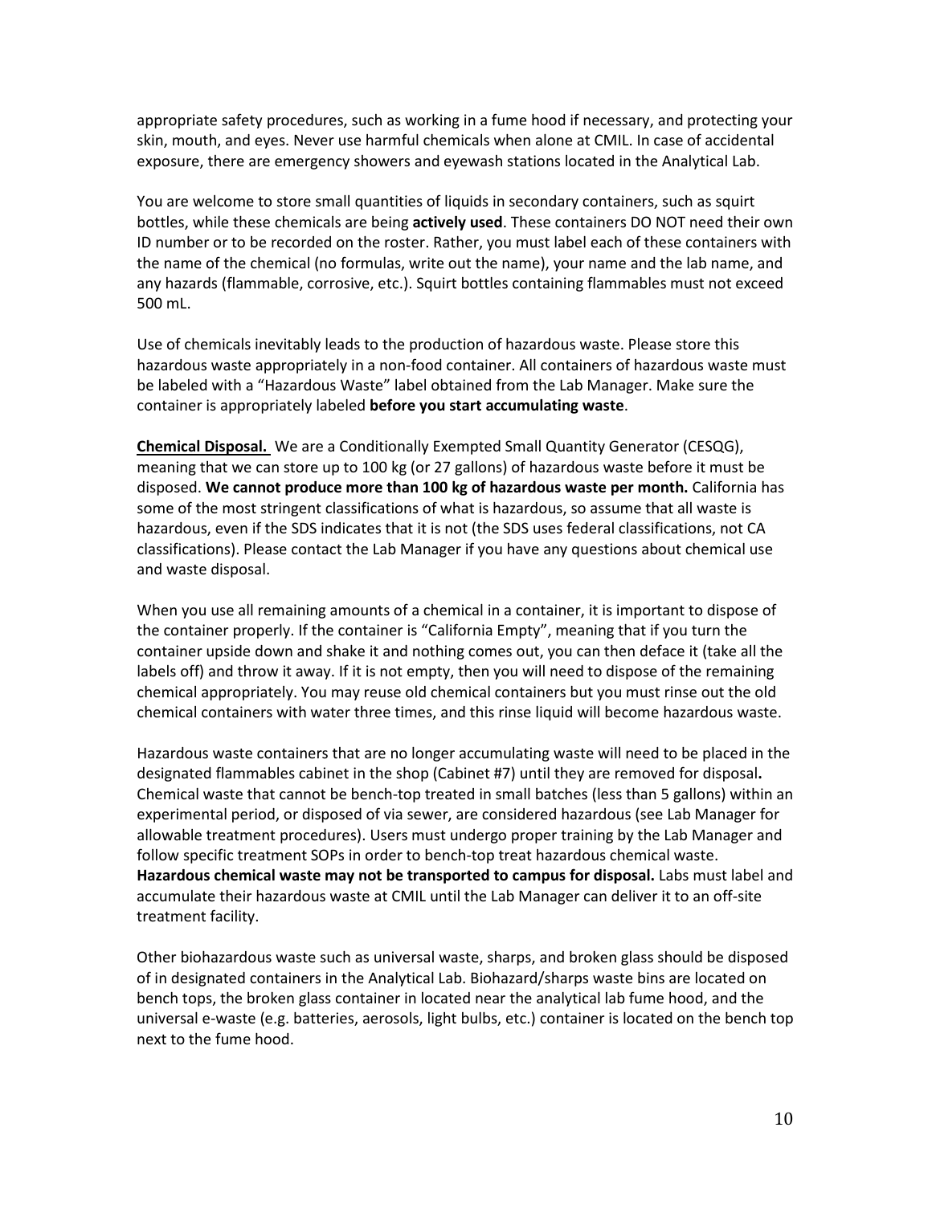appropriate safety procedures, such as working in a fume hood if necessary, and protecting your skin, mouth, and eyes. Never use harmful chemicals when alone at CMIL. In case of accidental exposure, there are emergency showers and eyewash stations located in the Analytical Lab.

You are welcome to store small quantities of liquids in secondary containers, such as squirt bottles, while these chemicals are being **actively used**. These containers DO NOT need their own ID number or to be recorded on the roster. Rather, you must label each of these containers with the name of the chemical (no formulas, write out the name), your name and the lab name, and any hazards (flammable, corrosive, etc.). Squirt bottles containing flammables must not exceed 500 mL.

Use of chemicals inevitably leads to the production of hazardous waste. Please store this hazardous waste appropriately in a non-food container. All containers of hazardous waste must be labeled with a "Hazardous Waste" label obtained from the Lab Manager. Make sure the container is appropriately labeled **before you start accumulating waste**.

**Chemical Disposal.** We are a Conditionally Exempted Small Quantity Generator (CESQG), meaning that we can store up to 100 kg (or 27 gallons) of hazardous waste before it must be disposed. **We cannot produce more than 100 kg of hazardous waste per month.** California has some of the most stringent classifications of what is hazardous, so assume that all waste is hazardous, even if the SDS indicates that it is not (the SDS uses federal classifications, not CA classifications). Please contact the Lab Manager if you have any questions about chemical use and waste disposal.

When you use all remaining amounts of a chemical in a container, it is important to dispose of the container properly. If the container is "California Empty", meaning that if you turn the container upside down and shake it and nothing comes out, you can then deface it (take all the labels off) and throw it away. If it is not empty, then you will need to dispose of the remaining chemical appropriately. You may reuse old chemical containers but you must rinse out the old chemical containers with water three times, and this rinse liquid will become hazardous waste.

Hazardous waste containers that are no longer accumulating waste will need to be placed in the designated flammables cabinet in the shop (Cabinet #7) until they are removed for disposal**.** Chemical waste that cannot be bench-top treated in small batches (less than 5 gallons) within an experimental period, or disposed of via sewer, are considered hazardous (see Lab Manager for allowable treatment procedures). Users must undergo proper training by the Lab Manager and follow specific treatment SOPs in order to bench-top treat hazardous chemical waste. **Hazardous chemical waste may not be transported to campus for disposal.** Labs must label and accumulate their hazardous waste at CMIL until the Lab Manager can deliver it to an off-site treatment facility.

Other biohazardous waste such as universal waste, sharps, and broken glass should be disposed of in designated containers in the Analytical Lab. Biohazard/sharps waste bins are located on bench tops, the broken glass container in located near the analytical lab fume hood, and the universal e-waste (e.g. batteries, aerosols, light bulbs, etc.) container is located on the bench top next to the fume hood.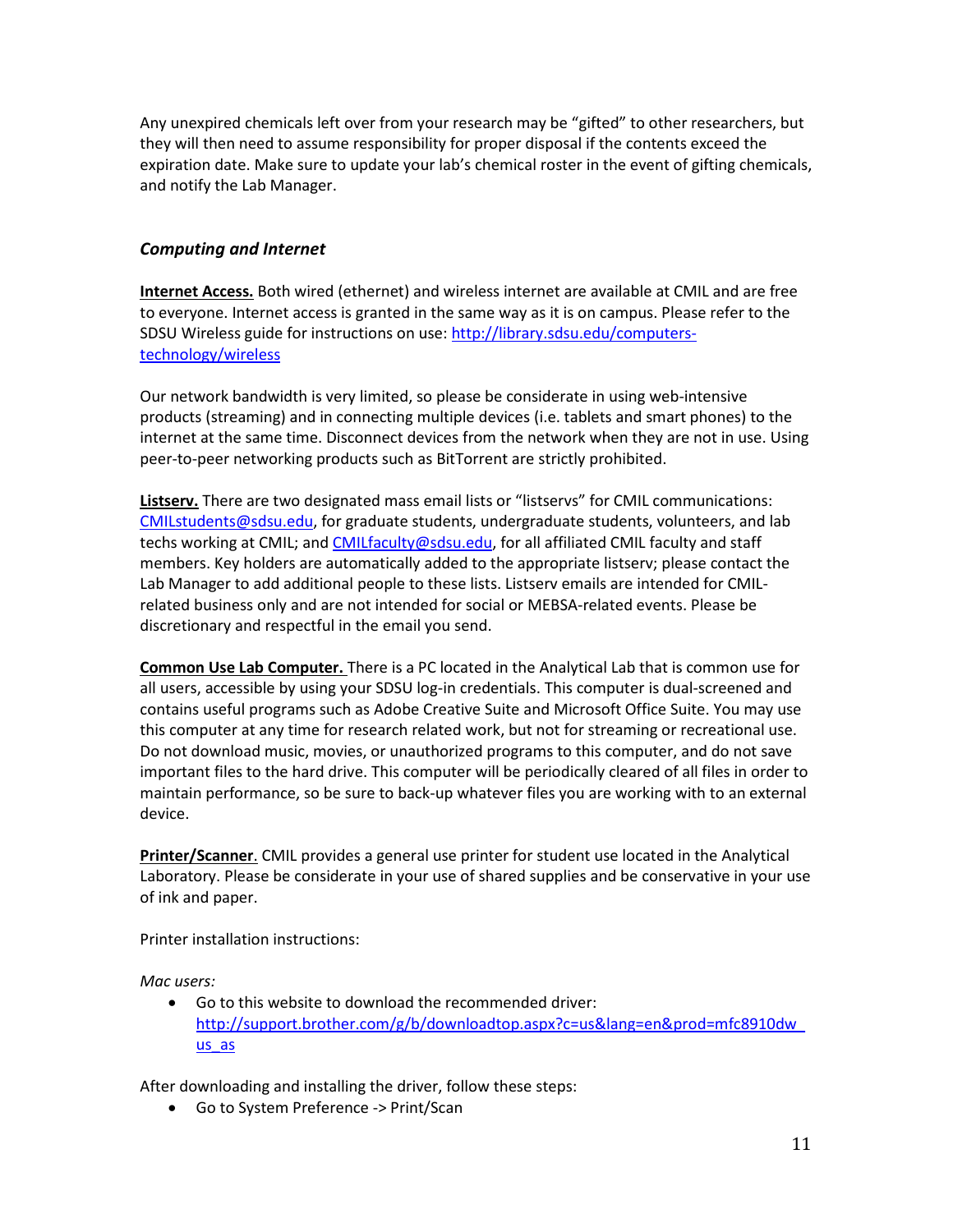Any unexpired chemicals left over from your research may be "gifted" to other researchers, but they will then need to assume responsibility for proper disposal if the contents exceed the expiration date. Make sure to update your lab's chemical roster in the event of gifting chemicals, and notify the Lab Manager.

### *Computing and Internet*

**Internet Access.** Both wired (ethernet) and wireless internet are available at CMIL and are free to everyone. Internet access is granted in the same way as it is on campus. Please refer to the SDSU Wireless guide for instructions on use: http://library.sdsu.edu/computers-technology/wireless

Our network bandwidth is very limited, so please be considerate in using web-intensive products (streaming) and in connecting multiple devices (i.e. tablets and smart phones) to the internet at the same time. Disconnect devices from the network when they are not in use. Using peer-to-peer networking products such as BitTorrent are strictly prohibited.

**Listserv.** There are two designated mass email lists or "listservs" for CMIL communications: CMILstudents@sdsu.edu, for graduate students, undergraduate students, volunteers, and lab techs working at CMIL; and CMILfaculty@sdsu.edu, for all affiliated CMIL faculty and staff members. Key holders are automatically added to the appropriate listserv; please contact the Lab Manager to add additional people to these lists. Listserv emails are intended for CMIL-related business only and are not intended for social or MEBSA-related events. Please be discretionary and respectful in the email you send.

**Common Use Lab Computer.** There is a PC located in the Analytical Lab that is common use for all users, accessible by using your SDSU log-in credentials. This computer is dual-screened and contains useful programs such as Adobe Creative Suite and Microsoft Office Suite. You may use this computer at any time for research related work, but not for streaming or recreational use. Do not download music, movies, or unauthorized programs to this computer, and do not save important files to the hard drive. This computer will be periodically cleared of all files in order to maintain performance, so be sure to back-up whatever files you are working with to an external device.

**Printer/Scanner**. CMIL provides a general use printer for student use located in the Analytical Laboratory. Please be considerate in your use of shared supplies and be conservative in your use of ink and paper.

Printer installation instructions:

*Mac users:*

- Go to this website to download the recommended driver: http://support.brother.com/g/b/downloadtop.aspx?c=us&lang=en&prod=mfc8910dw_us_as

After downloading and installing the driver, follow these steps:

- Go to System Preference -> Print/Scan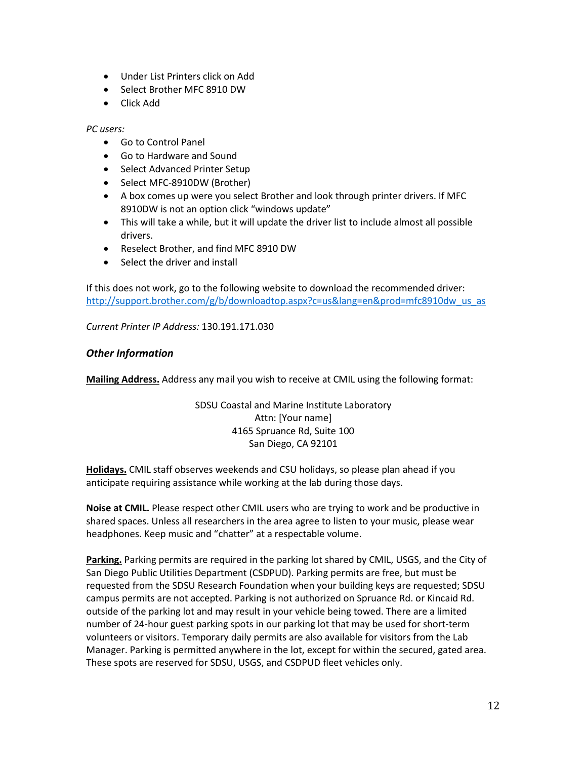- Under List Printers click on Add
- Select Brother MFC 8910 DW
- Click Add

*PC users:*

- Go to Control Panel
- Go to Hardware and Sound
- Select Advanced Printer Setup
- Select MFC-8910DW (Brother)
- A box comes up were you select Brother and look through printer drivers. If MFC 8910DW is not an option click "windows update"
- This will take a while, but it will update the driver list to include almost all possible drivers.
- Reselect Brother, and find MFC 8910 DW
- Select the driver and install

If this does not work, go to the following website to download the recommended driver: http://support.brother.com/g/b/downloadtop.aspx?c=us&lang=en&prod=mfc8910dw_us_as

*Current Printer IP Address:* 130.191.171.030

### *Other Information*

**Mailing Address.** Address any mail you wish to receive at CMIL using the following format:

SDSU Coastal and Marine Institute Laboratory
Attn: [Your name]
4165 Spruance Rd, Suite 100
San Diego, CA 92101

**Holidays.** CMIL staff observes weekends and CSU holidays, so please plan ahead if you anticipate requiring assistance while working at the lab during those days.

**Noise at CMIL.** Please respect other CMIL users who are trying to work and be productive in shared spaces. Unless all researchers in the area agree to listen to your music, please wear headphones. Keep music and "chatter" at a respectable volume.

**Parking.** Parking permits are required in the parking lot shared by CMIL, USGS, and the City of San Diego Public Utilities Department (CSDPUD). Parking permits are free, but must be requested from the SDSU Research Foundation when your building keys are requested; SDSU campus permits are not accepted. Parking is not authorized on Spruance Rd. or Kincaid Rd. outside of the parking lot and may result in your vehicle being towed. There are a limited number of 24-hour guest parking spots in our parking lot that may be used for short-term volunteers or visitors. Temporary daily permits are also available for visitors from the Lab Manager. Parking is permitted anywhere in the lot, except for within the secured, gated area. These spots are reserved for SDSU, USGS, and CSDPUD fleet vehicles only.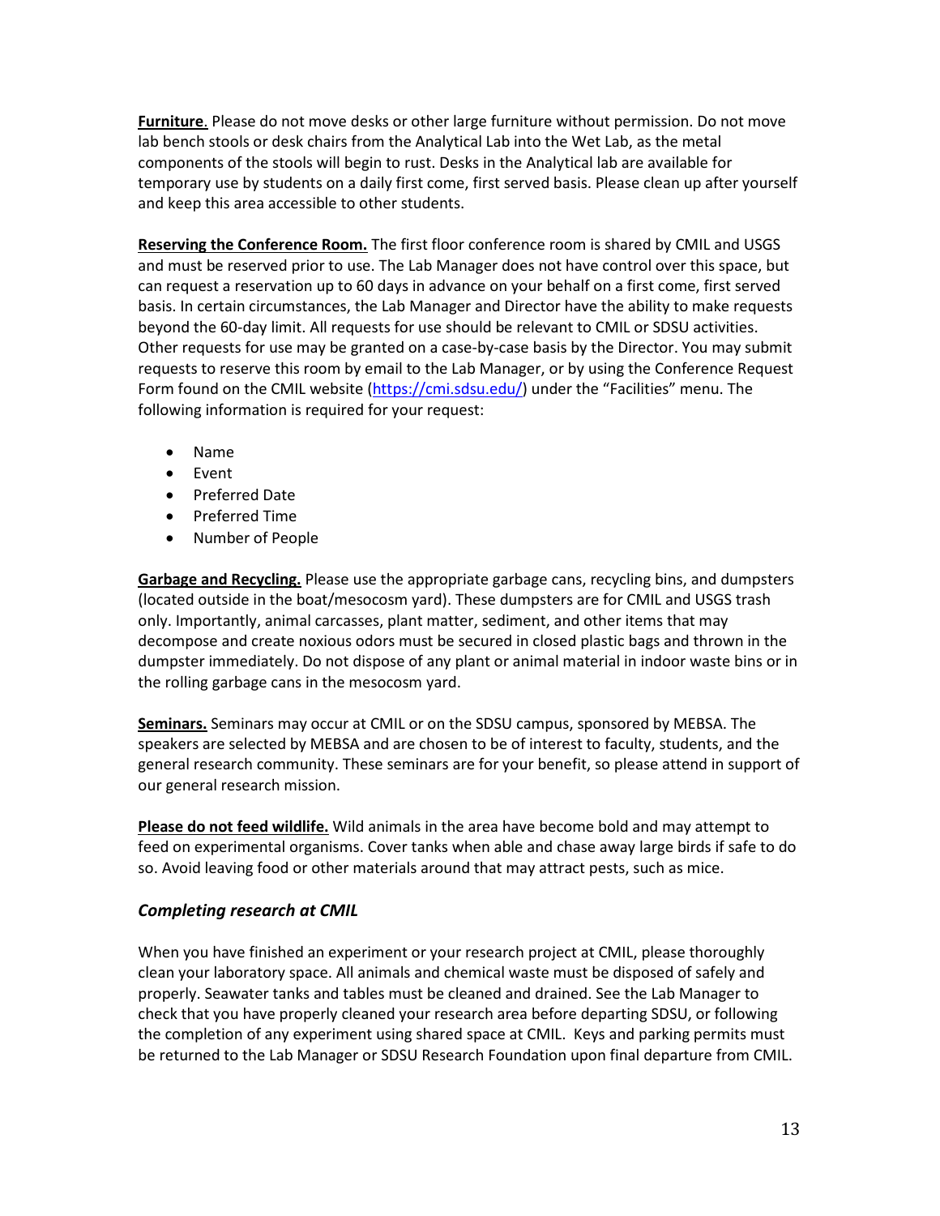**Furniture**. Please do not move desks or other large furniture without permission. Do not move lab bench stools or desk chairs from the Analytical Lab into the Wet Lab, as the metal components of the stools will begin to rust. Desks in the Analytical lab are available for temporary use by students on a daily first come, first served basis. Please clean up after yourself and keep this area accessible to other students.

**Reserving the Conference Room.** The first floor conference room is shared by CMIL and USGS and must be reserved prior to use. The Lab Manager does not have control over this space, but can request a reservation up to 60 days in advance on your behalf on a first come, first served basis. In certain circumstances, the Lab Manager and Director have the ability to make requests beyond the 60-day limit. All requests for use should be relevant to CMIL or SDSU activities. Other requests for use may be granted on a case-by-case basis by the Director. You may submit requests to reserve this room by email to the Lab Manager, or by using the Conference Request Form found on the CMIL website (https://cmi.sdsu.edu/) under the "Facilities" menu. The following information is required for your request:

- Name
- Event
- Preferred Date
- Preferred Time
- Number of People

**Garbage and Recycling.** Please use the appropriate garbage cans, recycling bins, and dumpsters (located outside in the boat/mesocosm yard). These dumpsters are for CMIL and USGS trash only. Importantly, animal carcasses, plant matter, sediment, and other items that may decompose and create noxious odors must be secured in closed plastic bags and thrown in the dumpster immediately. Do not dispose of any plant or animal material in indoor waste bins or in the rolling garbage cans in the mesocosm yard.

**Seminars.** Seminars may occur at CMIL or on the SDSU campus, sponsored by MEBSA. The speakers are selected by MEBSA and are chosen to be of interest to faculty, students, and the general research community. These seminars are for your benefit, so please attend in support of our general research mission.

**Please do not feed wildlife.** Wild animals in the area have become bold and may attempt to feed on experimental organisms. Cover tanks when able and chase away large birds if safe to do so. Avoid leaving food or other materials around that may attract pests, such as mice.

### *Completing research at CMIL*

When you have finished an experiment or your research project at CMIL, please thoroughly clean your laboratory space. All animals and chemical waste must be disposed of safely and properly. Seawater tanks and tables must be cleaned and drained. See the Lab Manager to check that you have properly cleaned your research area before departing SDSU, or following the completion of any experiment using shared space at CMIL. Keys and parking permits must be returned to the Lab Manager or SDSU Research Foundation upon final departure from CMIL.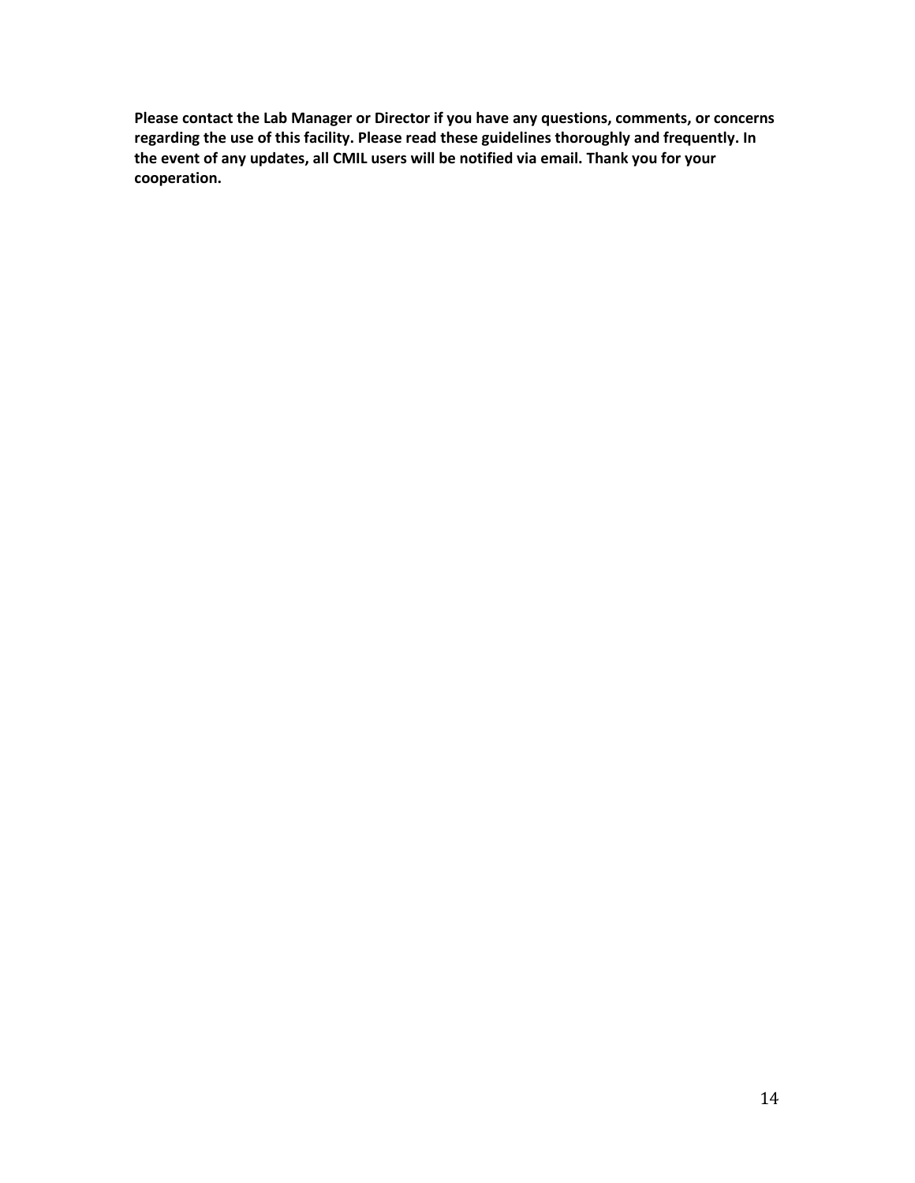**Please contact the Lab Manager or Director if you have any questions, comments, or concerns regarding the use of this facility. Please read these guidelines thoroughly and frequently. In the event of any updates, all CMIL users will be notified via email. Thank you for your cooperation.**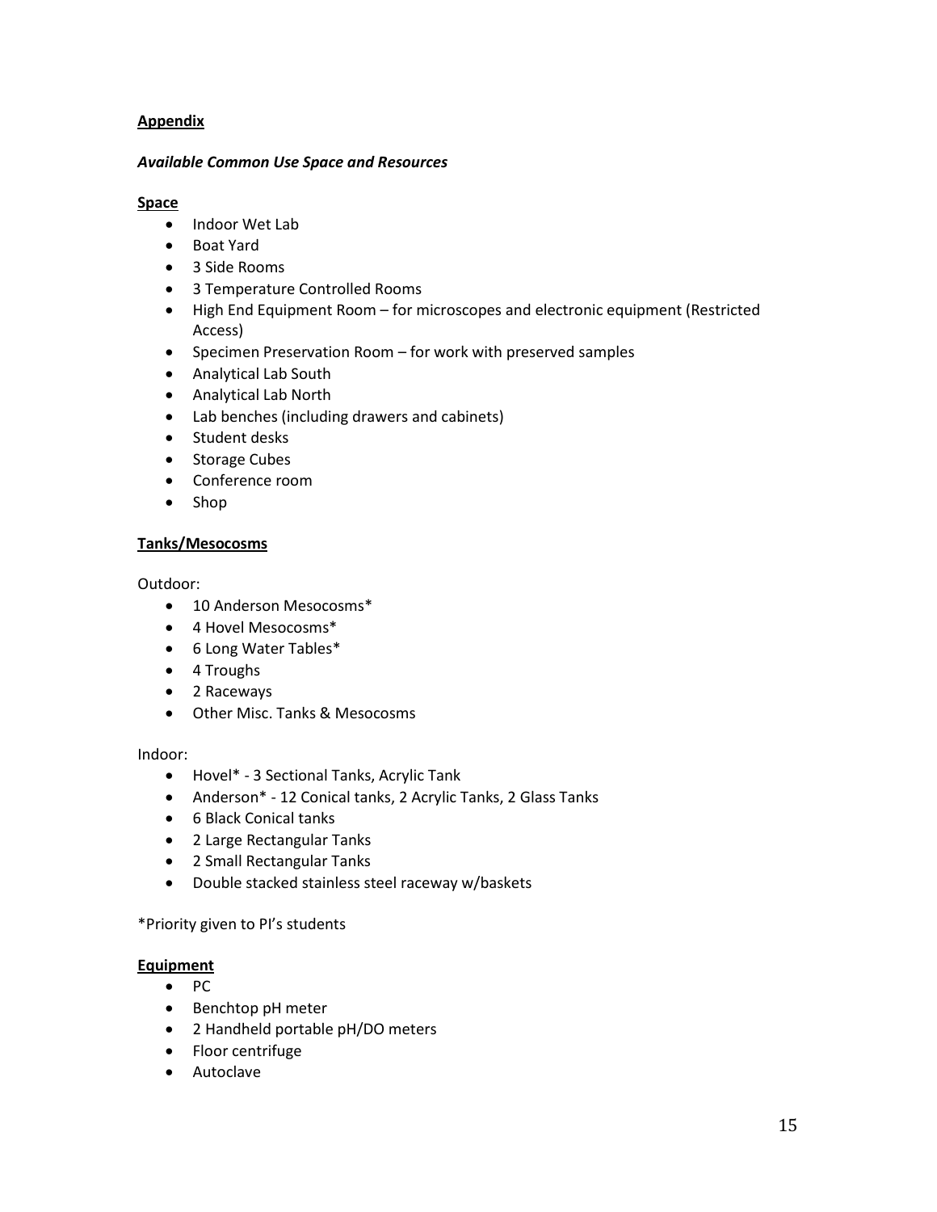**Appendix**

***Available Common Use Space and Resources***

**Space**

- Indoor Wet Lab
- Boat Yard
- 3 Side Rooms
- 3 Temperature Controlled Rooms
- High End Equipment Room – for microscopes and electronic equipment (Restricted Access)
- Specimen Preservation Room – for work with preserved samples
- Analytical Lab South
- Analytical Lab North
- Lab benches (including drawers and cabinets)
- Student desks
- Storage Cubes
- Conference room
- Shop

**Tanks/Mesocosms**

Outdoor:

- 10 Anderson Mesocosms*
- 4 Hovel Mesocosms*
- 6 Long Water Tables*
- 4 Troughs
- 2 Raceways
- Other Misc. Tanks & Mesocosms

Indoor:

- Hovel* - 3 Sectional Tanks, Acrylic Tank
- Anderson* - 12 Conical tanks, 2 Acrylic Tanks, 2 Glass Tanks
- 6 Black Conical tanks
- 2 Large Rectangular Tanks
- 2 Small Rectangular Tanks
- Double stacked stainless steel raceway w/baskets

*Priority given to PI's students

**Equipment**

- PC
- Benchtop pH meter
- 2 Handheld portable pH/DO meters
- Floor centrifuge
- Autoclave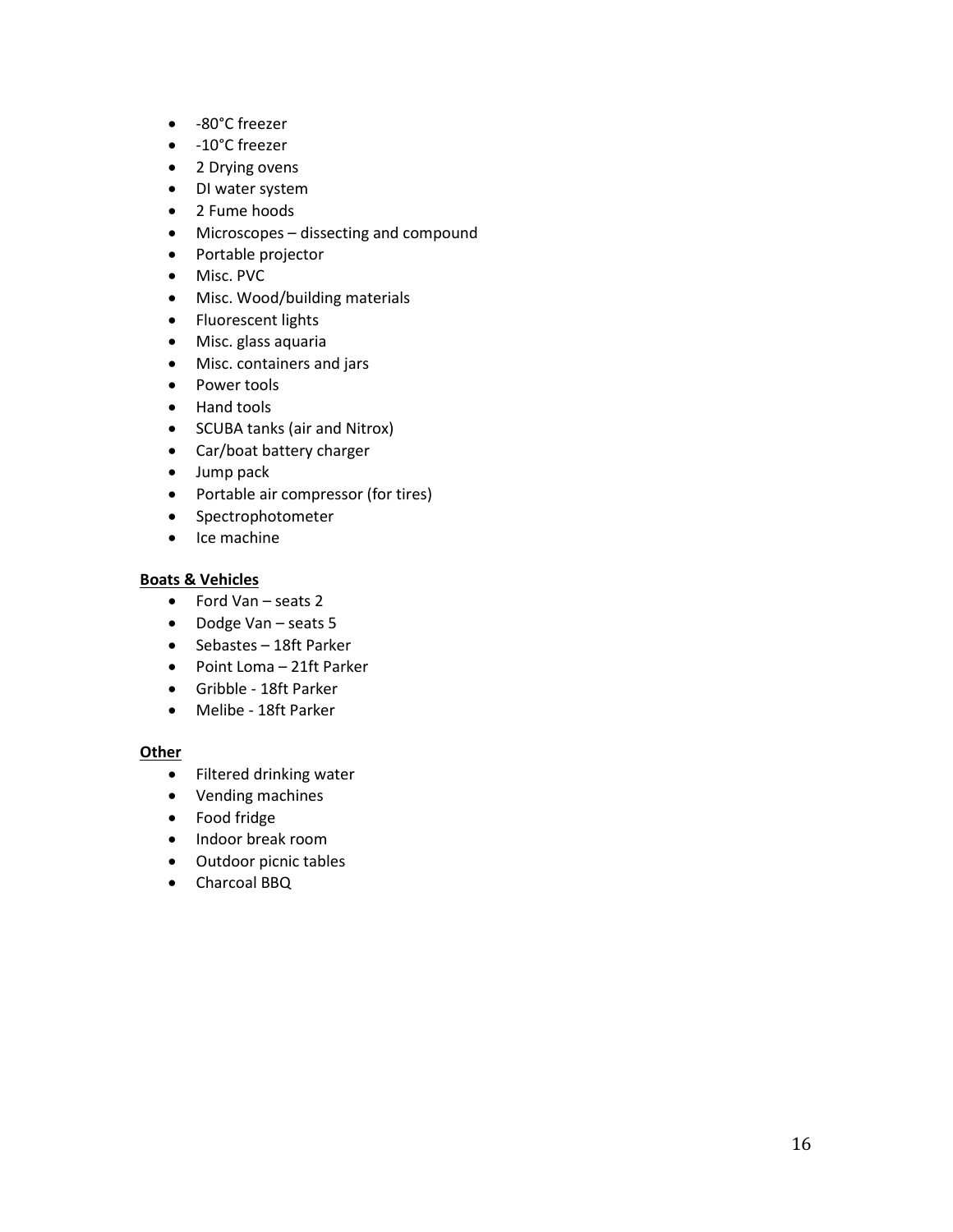- -80°C freezer
- -10°C freezer
- 2 Drying ovens
- DI water system
- 2 Fume hoods
- Microscopes – dissecting and compound
- Portable projector
- Misc. PVC
- Misc. Wood/building materials
- Fluorescent lights
- Misc. glass aquaria
- Misc. containers and jars
- Power tools
- Hand tools
- SCUBA tanks (air and Nitrox)
- Car/boat battery charger
- Jump pack
- Portable air compressor (for tires)
- Spectrophotometer
- Ice machine

**Boats & Vehicles**

- Ford Van – seats 2
- Dodge Van – seats 5
- Sebastes – 18ft Parker
- Point Loma – 21ft Parker
- Gribble - 18ft Parker
- Melibe - 18ft Parker

**Other**

- Filtered drinking water
- Vending machines
- Food fridge
- Indoor break room
- Outdoor picnic tables
- Charcoal BBQ